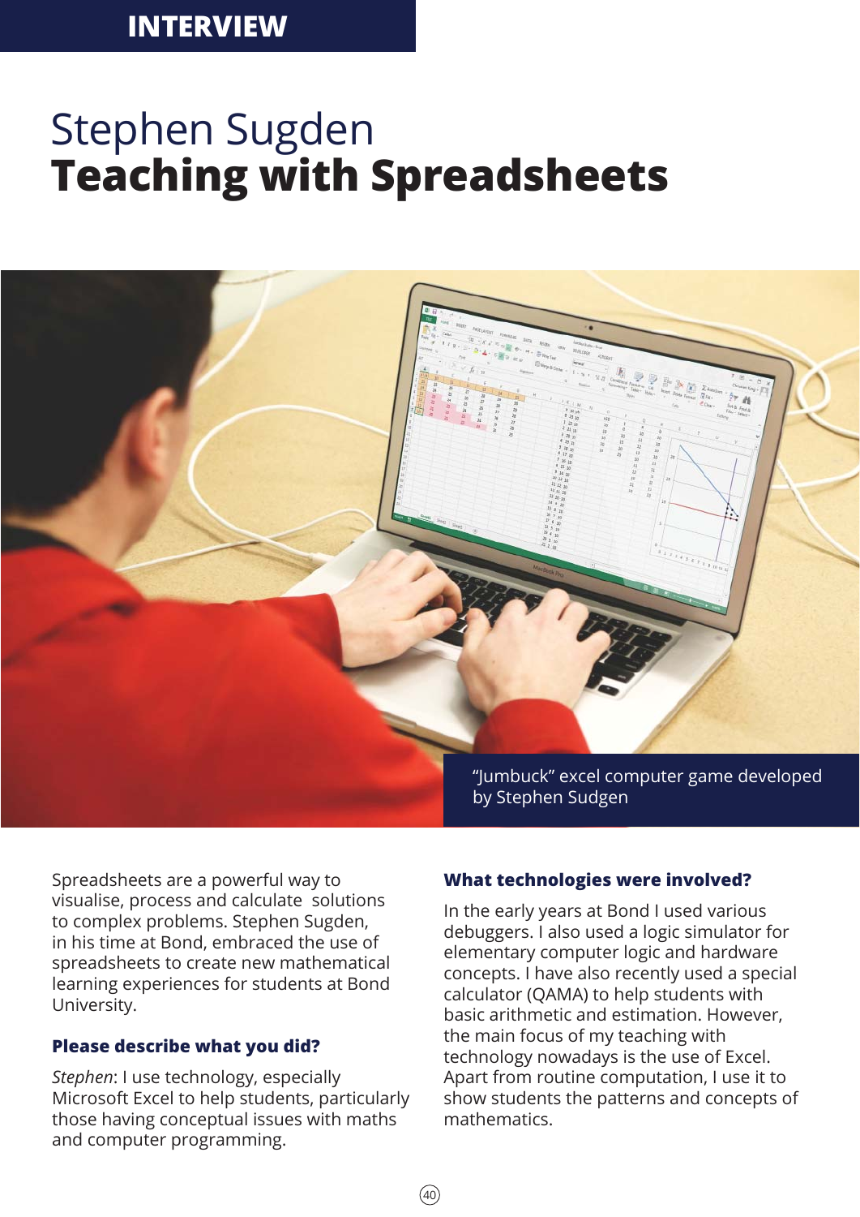INTERVIEW

# Stephen Sugden
# **Teaching with Spreadsheets**

"Jumbuck" excel computer game developed by Stephen Sudgen

Spreadsheets are a powerful way to visualise, process and calculate solutions to complex problems. Stephen Sugden, in his time at Bond, embraced the use of spreadsheets to create new mathematical learning experiences for students at Bond University.

### **Please describe what you did?**

*Stephen*: I use technology, especially Microsoft Excel to help students, particularly those having conceptual issues with maths and computer programming.

### **What technologies were involved?**

In the early years at Bond I used various debuggers. I also used a logic simulator for elementary computer logic and hardware concepts. I have also recently used a special calculator (QAMA) to help students with basic arithmetic and estimation. However, the main focus of my teaching with technology nowadays is the use of Excel. Apart from routine computation, I use it to show students the patterns and concepts of mathematics.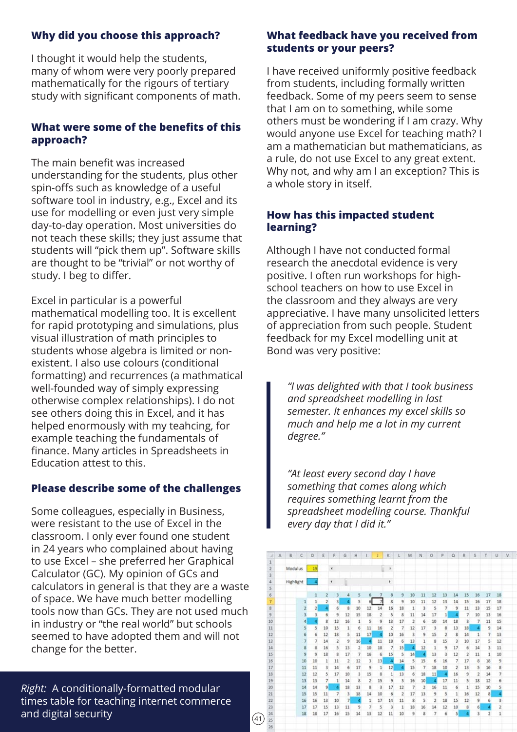## Why did you choose this approach?

I thought it would help the students, many of whom were very poorly prepared mathematically for the rigours of tertiary study with significant components of math.

## What were some of the benefits of this approach?

The main benefit was increased understanding for the students, plus other spin-offs such as knowledge of a useful software tool in industry, e.g., Excel and its use for modelling or even just very simple day-to-day operation. Most universities do not teach these skills; they just assume that students will "pick them up". Software skills are thought to be "trivial" or not worthy of study. I beg to differ.

Excel in particular is a powerful mathematical modelling too. It is excellent for rapid prototyping and simulations, plus visual illustration of math principles to students whose algebra is limited or non-existent. I also use colours (conditional formatting) and recurrences (a mathmatical well-founded way of simply expressing otherwise complex relationships). I do not see others doing this in Excel, and it has helped enormously with my teahcing, for example teaching the fundamentals of finance. Many articles in Spreadsheets in Education attest to this.

## Please describe some of the challenges

Some colleagues, especially in Business, were resistant to the use of Excel in the classroom. I only ever found one student in 24 years who complained about having to use Excel – she preferred her Graphical Calculator (GC). My opinion of GCs and calculators in general is that they are a waste of space. We have much better modelling tools now than GCs. They are not used much in industry or "the real world" but schools seemed to have adopted them and will not change for the better.

*Right:* A conditionally-formatted modular times table for teaching internet commerce and digital security

## What feedback have you received from students or your peers?

I have received uniformly positive feedback from students, including formally written feedback. Some of my peers seem to sense that I am on to something, while some others must be wondering if I am crazy. Why would anyone use Excel for teaching math? I am a mathematician but mathematicians, as a rule, do not use Excel to any great extent. Why not, and why am I an exception? This is a whole story in itself.

## How has this impacted student learning?

Although I have not conducted formal research the anecdotal evidence is very positive. I often run workshops for high-school teachers on how to use Excel in the classroom and they always are very appreciative. I have many unsolicited letters of appreciation from such people. Student feedback for my Excel modelling unit at Bond was very positive:

> *"I was delighted with that I took business and spreadsheet modelling in last semester. It enhances my excel skills so much and help me a lot in my current degree."*
>
> *"At least every second day I have something that comes along which requires something learnt from the spreadsheet modelling course. Thankful every day that I did it."*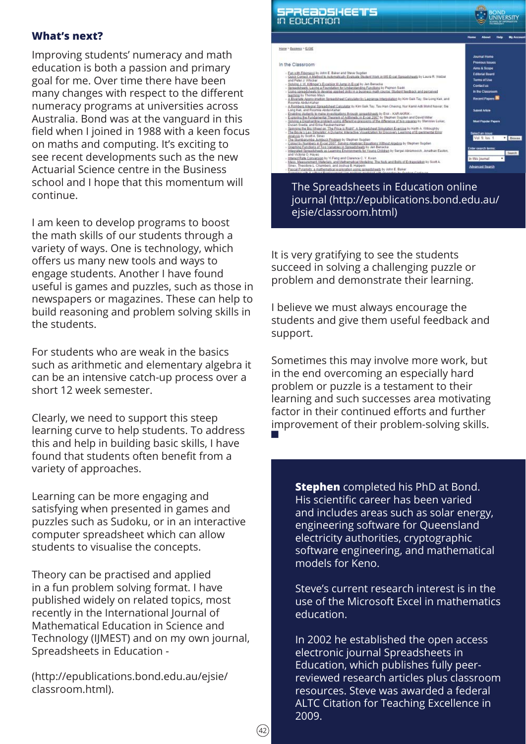## What's next?

Improving students' numeracy and math education is both a passion and primary goal for me. Over time there have been many changes with respect to the different numeracy programs at universities across Australia. Bond was at the vanguard in this field when I joined in 1988 with a keen focus on maths and computing. It's exciting to see recent developments such as the new Actuarial Science centre in the Business school and I hope that this momentum will continue.

I am keen to develop programs to boost the math skills of our students through a variety of ways. One is technology, which offers us many new tools and ways to engage students. Another I have found useful is games and puzzles, such as those in newspapers or magazines. These can help to build reasoning and problem solving skills in the students.

For students who are weak in the basics such as arithmetic and elementary algebra it can be an intensive catch-up process over a short 12 week semester.

Clearly, we need to support this steep learning curve to help students. To address this and help in building basic skills, I have found that students often benefit from a variety of approaches.

Learning can be more engaging and satisfying when presented in games and puzzles such as Sudoku, or in an interactive computer spreadsheet which can allow students to visualise the concepts.

Theory can be practised and applied in a fun problem solving format. I have published widely on related topics, most recently in the International Journal of Mathematical Education in Science and Technology (IJMEST) and on my own journal, Spreadsheets in Education -

(http://epublications.bond.edu.au/ejsie/classroom.html).

The Spreadsheets in Education online journal (http://epublications.bond.edu.au/ejsie/classroom.html)

It is very gratifying to see the students succeed in solving a challenging puzzle or problem and demonstrate their learning.

I believe we must always encourage the students and give them useful feedback and support.

Sometimes this may involve more work, but in the end overcoming an especially hard problem or puzzle is a testament to their learning and such successes area motivating factor in their continued efforts and further improvement of their problem-solving skills. ■

**Stephen** completed his PhD at Bond. His scientific career has been varied and includes areas such as solar energy, engineering software for Queensland electricity authorities, cryptographic software engineering, and mathematical models for Keno.

Steve's current research interest is in the use of the Microsoft Excel in mathematics education.

In 2002 he established the open access electronic journal Spreadsheets in Education, which publishes fully peer-reviewed research articles plus classroom resources. Steve was awarded a federal ALTC Citation for Teaching Excellence in 2009.